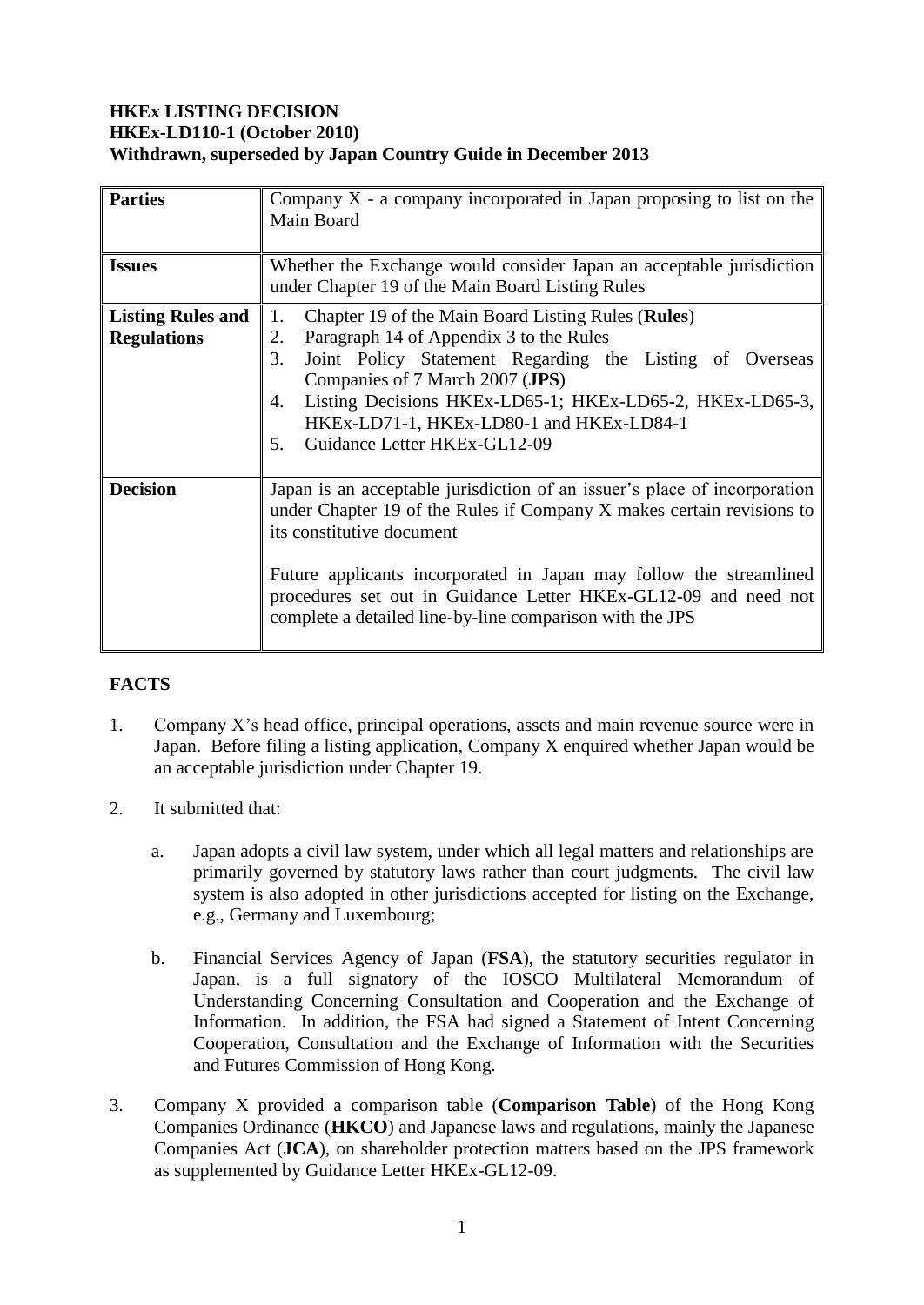**HKEx LISTING DECISION**
**HKEx-LD110-1 (October 2010)**
**Withdrawn, superseded by Japan Country Guide in December 2013**

| | |
|---|---|
| **Parties** | Company X - a company incorporated in Japan proposing to list on the Main Board |
| **Issues** | Whether the Exchange would consider Japan an acceptable jurisdiction under Chapter 19 of the Main Board Listing Rules |
| **Listing Rules and Regulations** | 1. Chapter 19 of the Main Board Listing Rules (**Rules**)<br>2. Paragraph 14 of Appendix 3 to the Rules<br>3. Joint Policy Statement Regarding the Listing of Overseas Companies of 7 March 2007 (**JPS**)<br>4. Listing Decisions HKEx-LD65-1; HKEx-LD65-2, HKEx-LD65-3, HKEx-LD71-1, HKEx-LD80-1 and HKEx-LD84-1<br>5. Guidance Letter HKEx-GL12-09 |
| **Decision** | Japan is an acceptable jurisdiction of an issuer's place of incorporation under Chapter 19 of the Rules if Company X makes certain revisions to its constitutive document<br><br>Future applicants incorporated in Japan may follow the streamlined procedures set out in Guidance Letter HKEx-GL12-09 and need not complete a detailed line-by-line comparison with the JPS |

## FACTS

1. Company X's head office, principal operations, assets and main revenue source were in Japan. Before filing a listing application, Company X enquired whether Japan would be an acceptable jurisdiction under Chapter 19.

2. It submitted that:

   a. Japan adopts a civil law system, under which all legal matters and relationships are primarily governed by statutory laws rather than court judgments. The civil law system is also adopted in other jurisdictions accepted for listing on the Exchange, e.g., Germany and Luxembourg;

   b. Financial Services Agency of Japan (**FSA**), the statutory securities regulator in Japan, is a full signatory of the IOSCO Multilateral Memorandum of Understanding Concerning Consultation and Cooperation and the Exchange of Information. In addition, the FSA had signed a Statement of Intent Concerning Cooperation, Consultation and the Exchange of Information with the Securities and Futures Commission of Hong Kong.

3. Company X provided a comparison table (**Comparison Table**) of the Hong Kong Companies Ordinance (**HKCO**) and Japanese laws and regulations, mainly the Japanese Companies Act (**JCA**), on shareholder protection matters based on the JPS framework as supplemented by Guidance Letter HKEx-GL12-09.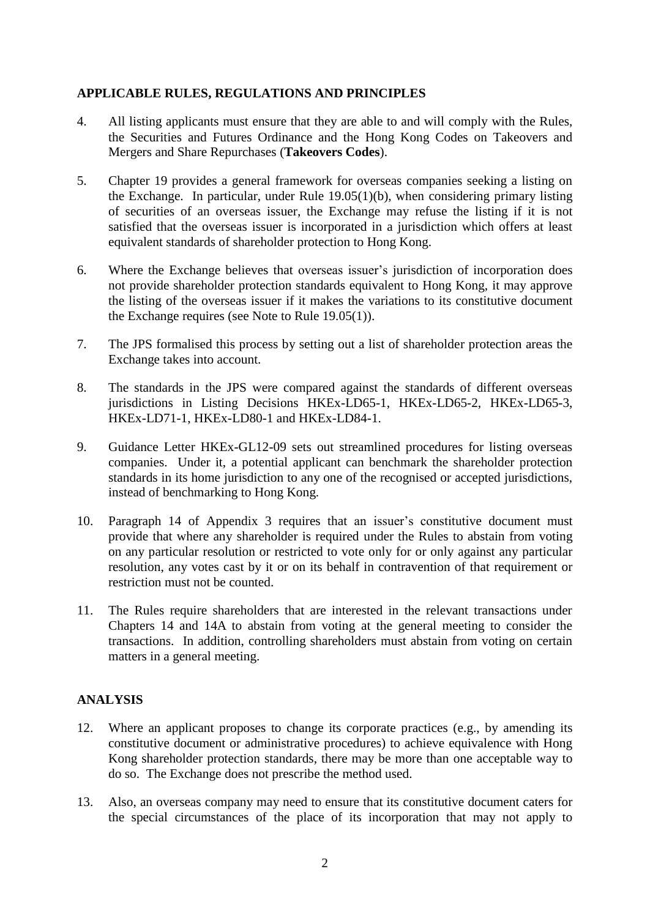## APPLICABLE RULES, REGULATIONS AND PRINCIPLES

4. All listing applicants must ensure that they are able to and will comply with the Rules, the Securities and Futures Ordinance and the Hong Kong Codes on Takeovers and Mergers and Share Repurchases (**Takeovers Codes**).

5. Chapter 19 provides a general framework for overseas companies seeking a listing on the Exchange. In particular, under Rule 19.05(1)(b), when considering primary listing of securities of an overseas issuer, the Exchange may refuse the listing if it is not satisfied that the overseas issuer is incorporated in a jurisdiction which offers at least equivalent standards of shareholder protection to Hong Kong.

6. Where the Exchange believes that overseas issuer's jurisdiction of incorporation does not provide shareholder protection standards equivalent to Hong Kong, it may approve the listing of the overseas issuer if it makes the variations to its constitutive document the Exchange requires (see Note to Rule 19.05(1)).

7. The JPS formalised this process by setting out a list of shareholder protection areas the Exchange takes into account.

8. The standards in the JPS were compared against the standards of different overseas jurisdictions in Listing Decisions HKEx-LD65-1, HKEx-LD65-2, HKEx-LD65-3, HKEx-LD71-1, HKEx-LD80-1 and HKEx-LD84-1.

9. Guidance Letter HKEx-GL12-09 sets out streamlined procedures for listing overseas companies. Under it, a potential applicant can benchmark the shareholder protection standards in its home jurisdiction to any one of the recognised or accepted jurisdictions, instead of benchmarking to Hong Kong.

10. Paragraph 14 of Appendix 3 requires that an issuer's constitutive document must provide that where any shareholder is required under the Rules to abstain from voting on any particular resolution or restricted to vote only for or only against any particular resolution, any votes cast by it or on its behalf in contravention of that requirement or restriction must not be counted.

11. The Rules require shareholders that are interested in the relevant transactions under Chapters 14 and 14A to abstain from voting at the general meeting to consider the transactions. In addition, controlling shareholders must abstain from voting on certain matters in a general meeting.

## ANALYSIS

12. Where an applicant proposes to change its corporate practices (e.g., by amending its constitutive document or administrative procedures) to achieve equivalence with Hong Kong shareholder protection standards, there may be more than one acceptable way to do so. The Exchange does not prescribe the method used.

13. Also, an overseas company may need to ensure that its constitutive document caters for the special circumstances of the place of its incorporation that may not apply to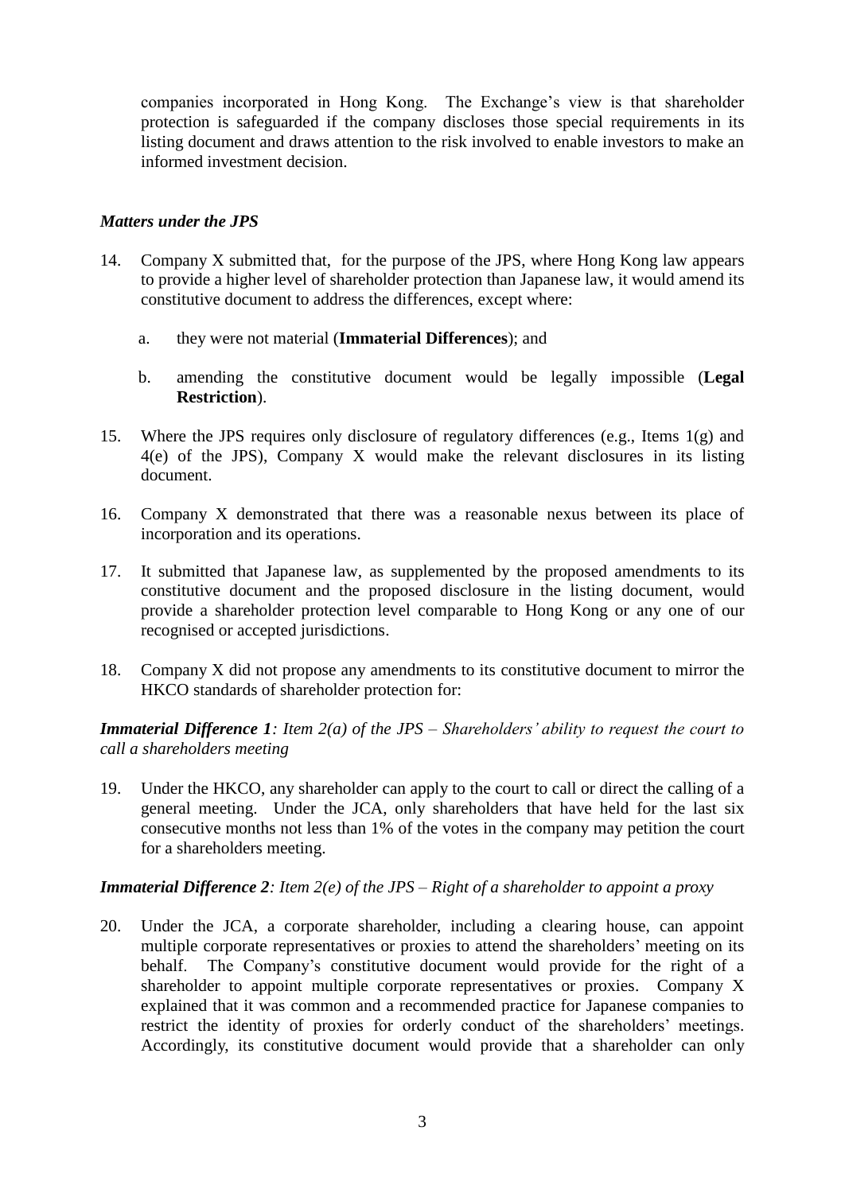companies incorporated in Hong Kong. The Exchange's view is that shareholder protection is safeguarded if the company discloses those special requirements in its listing document and draws attention to the risk involved to enable investors to make an informed investment decision.

***Matters under the JPS***

14. Company X submitted that, for the purpose of the JPS, where Hong Kong law appears to provide a higher level of shareholder protection than Japanese law, it would amend its constitutive document to address the differences, except where:

    a. they were not material (**Immaterial Differences**); and

    b. amending the constitutive document would be legally impossible (**Legal Restriction**).

15. Where the JPS requires only disclosure of regulatory differences (e.g., Items 1(g) and 4(e) of the JPS), Company X would make the relevant disclosures in its listing document.

16. Company X demonstrated that there was a reasonable nexus between its place of incorporation and its operations.

17. It submitted that Japanese law, as supplemented by the proposed amendments to its constitutive document and the proposed disclosure in the listing document, would provide a shareholder protection level comparable to Hong Kong or any one of our recognised or accepted jurisdictions.

18. Company X did not propose any amendments to its constitutive document to mirror the HKCO standards of shareholder protection for:

***Immaterial Difference 1**: Item 2(a) of the JPS – Shareholders' ability to request the court to call a shareholders meeting*

19. Under the HKCO, any shareholder can apply to the court to call or direct the calling of a general meeting. Under the JCA, only shareholders that have held for the last six consecutive months not less than 1% of the votes in the company may petition the court for a shareholders meeting.

***Immaterial Difference 2**: Item 2(e) of the JPS – Right of a shareholder to appoint a proxy*

20. Under the JCA, a corporate shareholder, including a clearing house, can appoint multiple corporate representatives or proxies to attend the shareholders' meeting on its behalf. The Company's constitutive document would provide for the right of a shareholder to appoint multiple corporate representatives or proxies. Company X explained that it was common and a recommended practice for Japanese companies to restrict the identity of proxies for orderly conduct of the shareholders' meetings. Accordingly, its constitutive document would provide that a shareholder can only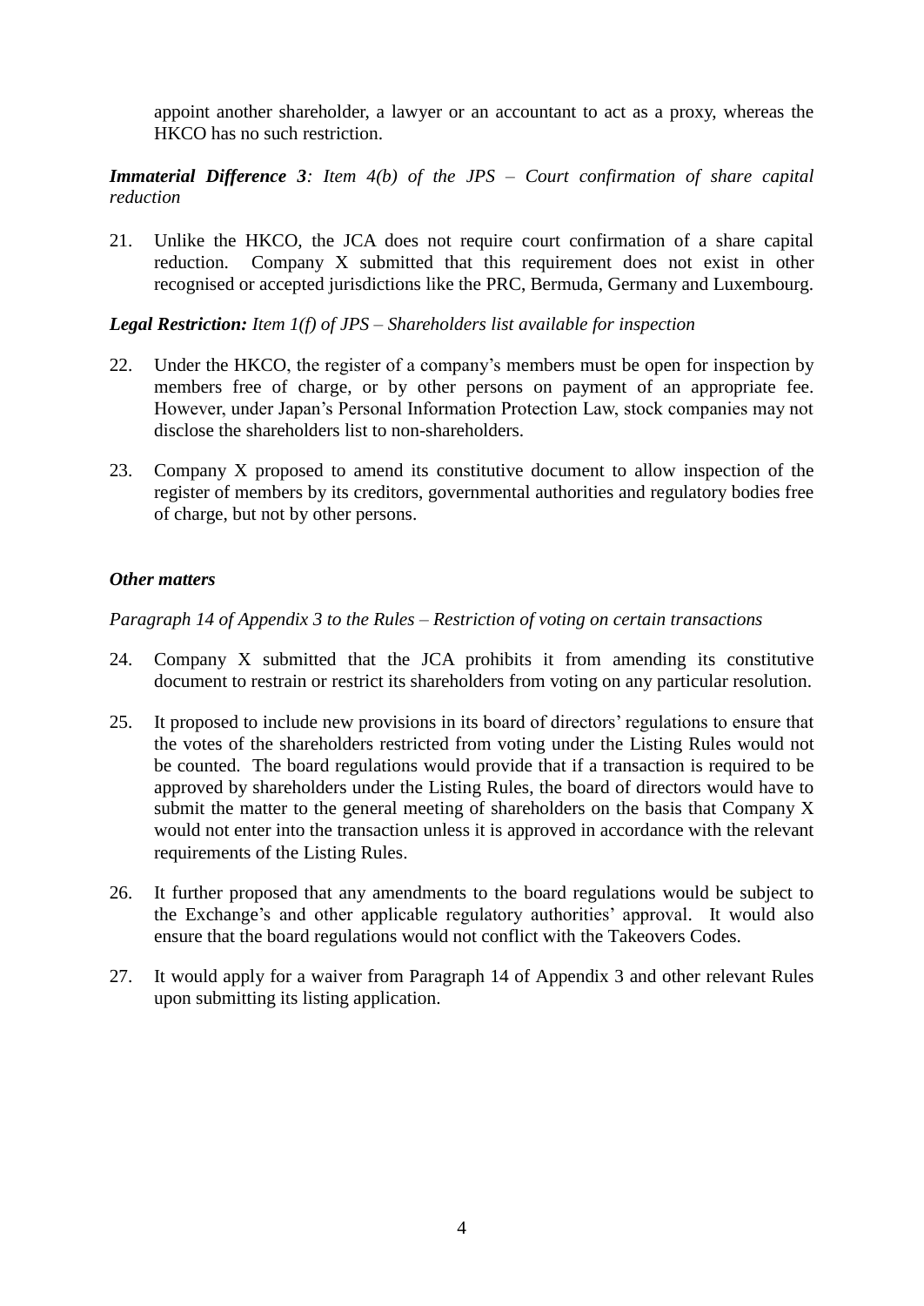appoint another shareholder, a lawyer or an accountant to act as a proxy, whereas the HKCO has no such restriction.

***Immaterial Difference 3****: Item 4(b) of the JPS – Court confirmation of share capital reduction*

21. Unlike the HKCO, the JCA does not require court confirmation of a share capital reduction. Company X submitted that this requirement does not exist in other recognised or accepted jurisdictions like the PRC, Bermuda, Germany and Luxembourg.

***Legal Restriction:*** *Item 1(f) of JPS – Shareholders list available for inspection*

22. Under the HKCO, the register of a company's members must be open for inspection by members free of charge, or by other persons on payment of an appropriate fee. However, under Japan's Personal Information Protection Law, stock companies may not disclose the shareholders list to non-shareholders.

23. Company X proposed to amend its constitutive document to allow inspection of the register of members by its creditors, governmental authorities and regulatory bodies free of charge, but not by other persons.

***Other matters***

*Paragraph 14 of Appendix 3 to the Rules – Restriction of voting on certain transactions*

24. Company X submitted that the JCA prohibits it from amending its constitutive document to restrain or restrict its shareholders from voting on any particular resolution.

25. It proposed to include new provisions in its board of directors' regulations to ensure that the votes of the shareholders restricted from voting under the Listing Rules would not be counted. The board regulations would provide that if a transaction is required to be approved by shareholders under the Listing Rules, the board of directors would have to submit the matter to the general meeting of shareholders on the basis that Company X would not enter into the transaction unless it is approved in accordance with the relevant requirements of the Listing Rules.

26. It further proposed that any amendments to the board regulations would be subject to the Exchange's and other applicable regulatory authorities' approval. It would also ensure that the board regulations would not conflict with the Takeovers Codes.

27. It would apply for a waiver from Paragraph 14 of Appendix 3 and other relevant Rules upon submitting its listing application.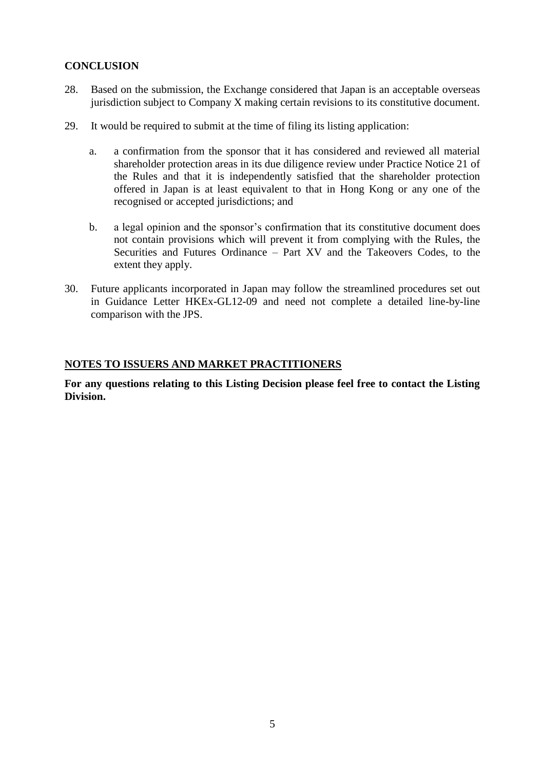## CONCLUSION

28. Based on the submission, the Exchange considered that Japan is an acceptable overseas jurisdiction subject to Company X making certain revisions to its constitutive document.

29. It would be required to submit at the time of filing its listing application:

    a. a confirmation from the sponsor that it has considered and reviewed all material shareholder protection areas in its due diligence review under Practice Notice 21 of the Rules and that it is independently satisfied that the shareholder protection offered in Japan is at least equivalent to that in Hong Kong or any one of the recognised or accepted jurisdictions; and

    b. a legal opinion and the sponsor's confirmation that its constitutive document does not contain provisions which will prevent it from complying with the Rules, the Securities and Futures Ordinance – Part XV and the Takeovers Codes, to the extent they apply.

30. Future applicants incorporated in Japan may follow the streamlined procedures set out in Guidance Letter HKEx-GL12-09 and need not complete a detailed line-by-line comparison with the JPS.

## NOTES TO ISSUERS AND MARKET PRACTITIONERS

**For any questions relating to this Listing Decision please feel free to contact the Listing Division.**